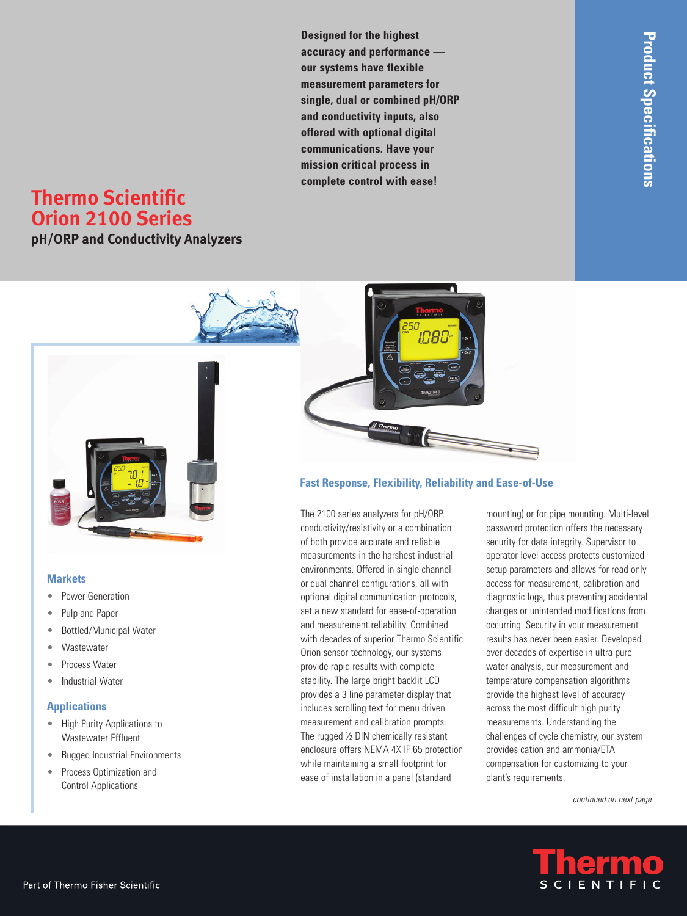# Thermo Scientific Orion 2100 Series

## pH/ORP and Conductivity Analyzers

**Designed for the highest accuracy and performance — our systems have flexible measurement parameters for single, dual or combined pH/ORP and conductivity inputs, also offered with optional digital communications. Have your mission critical process in complete control with ease!**

Product Specifications

### Markets

- Power Generation
- Pulp and Paper
- Bottled/Municipal Water
- Wastewater
- Process Water
- Industrial Water

### Applications

- High Purity Applications to Wastewater Effluent
- Rugged Industrial Environments
- Process Optimization and Control Applications

### Fast Response, Flexibility, Reliability and Ease-of-Use

The 2100 series analyzers for pH/ORP, conductivity/resistivity or a combination of both provide accurate and reliable measurements in the harshest industrial environments. Offered in single channel or dual channel configurations, all with optional digital communication protocols, set a new standard for ease-of-operation and measurement reliability. Combined with decades of superior Thermo Scientific Orion sensor technology, our systems provide rapid results with complete stability. The large bright backlit LCD provides a 3 line parameter display that includes scrolling text for menu driven measurement and calibration prompts. The rugged ½ DIN chemically resistant enclosure offers NEMA 4X IP 65 protection while maintaining a small footprint for ease of installation in a panel (standard mounting) or for pipe mounting. Multi-level password protection offers the necessary security for data integrity. Supervisor to operator level access protects customized setup parameters and allows for read only access for measurement, calibration and diagnostic logs, thus preventing accidental changes or unintended modifications from occurring. Security in your measurement results has never been easier. Developed over decades of expertise in ultra pure water analysis, our measurement and temperature compensation algorithms provide the highest level of accuracy across the most difficult high purity measurements. Understanding the challenges of cycle chemistry, our system provides cation and ammonia/ETA compensation for customizing to your plant's requirements.

*continued on next page*

Part of Thermo Fisher Scientific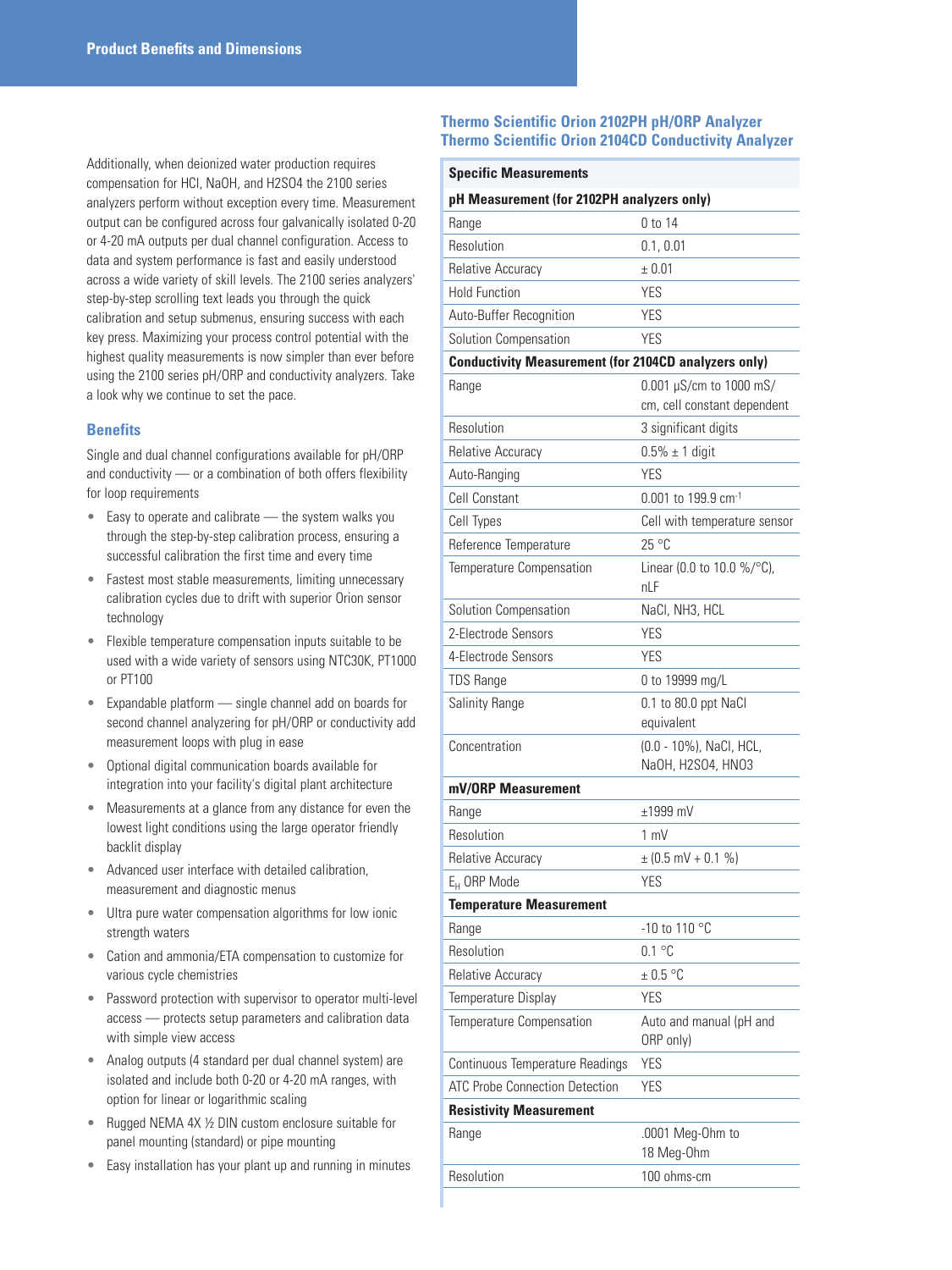## Product Benefits and Dimensions

Additionally, when deionized water production requires compensation for HCl, NaOH, and H2SO4 the 2100 series analyzers perform without exception every time. Measurement output can be configured across four galvanically isolated 0-20 or 4-20 mA outputs per dual channel configuration. Access to data and system performance is fast and easily understood across a wide variety of skill levels. The 2100 series analyzers' step-by-step scrolling text leads you through the quick calibration and setup submenus, ensuring success with each key press. Maximizing your process control potential with the highest quality measurements is now simpler than ever before using the 2100 series pH/ORP and conductivity analyzers. Take a look why we continue to set the pace.

### Benefits

Single and dual channel configurations available for pH/ORP and conductivity — or a combination of both offers flexibility for loop requirements

- Easy to operate and calibrate — the system walks you through the step-by-step calibration process, ensuring a successful calibration the first time and every time
- Fastest most stable measurements, limiting unnecessary calibration cycles due to drift with superior Orion sensor technology
- Flexible temperature compensation inputs suitable to be used with a wide variety of sensors using NTC30K, PT1000 or PT100
- Expandable platform — single channel add on boards for second channel analyzering for pH/ORP or conductivity add measurement loops with plug in ease
- Optional digital communication boards available for integration into your facility's digital plant architecture
- Measurements at a glance from any distance for even the lowest light conditions using the large operator friendly backlit display
- Advanced user interface with detailed calibration, measurement and diagnostic menus
- Ultra pure water compensation algorithms for low ionic strength waters
- Cation and ammonia/ETA compensation to customize for various cycle chemistries
- Password protection with supervisor to operator multi-level access — protects setup parameters and calibration data with simple view access
- Analog outputs (4 standard per dual channel system) are isolated and include both 0-20 or 4-20 mA ranges, with option for linear or logarithmic scaling
- Rugged NEMA 4X ½ DIN custom enclosure suitable for panel mounting (standard) or pipe mounting
- Easy installation has your plant up and running in minutes

### Thermo Scientific Orion 2102PH pH/ORP Analyzer
### Thermo Scientific Orion 2104CD Conductivity Analyzer

| **Specific Measurements** | |
|---|---|
| **pH Measurement (for 2102PH analyzers only)** | |
| Range | 0 to 14 |
| Resolution | 0.1, 0.01 |
| Relative Accuracy | ± 0.01 |
| Hold Function | YES |
| Auto-Buffer Recognition | YES |
| Solution Compensation | YES |
| **Conductivity Measurement (for 2104CD analyzers only)** | |
| Range | 0.001 µS/cm to 1000 mS/cm, cell constant dependent |
| Resolution | 3 significant digits |
| Relative Accuracy | 0.5% ± 1 digit |
| Auto-Ranging | YES |
| Cell Constant | 0.001 to 199.9 $cm^{-1}$ |
| Cell Types | Cell with temperature sensor |
| Reference Temperature | 25 °C |
| Temperature Compensation | Linear (0.0 to 10.0 %/°C), nLF |
| Solution Compensation | NaCl, NH3, HCL |
| 2-Electrode Sensors | YES |
| 4-Electrode Sensors | YES |
| TDS Range | 0 to 19999 mg/L |
| Salinity Range | 0.1 to 80.0 ppt NaCl equivalent |
| Concentration | (0.0 - 10%), NaCl, HCL, NaOH, H2SO4, HNO3 |
| **mV/ORP Measurement** | |
| Range | ±1999 mV |
| Resolution | 1 mV |
| Relative Accuracy | ± (0.5 mV + 0.1 %) |
| $E_H$ ORP Mode | YES |
| **Temperature Measurement** | |
| Range | -10 to 110 °C |
| Resolution | 0.1 °C |
| Relative Accuracy | ± 0.5 °C |
| Temperature Display | YES |
| Temperature Compensation | Auto and manual (pH and ORP only) |
| Continuous Temperature Readings | YES |
| ATC Probe Connection Detection | YES |
| **Resistivity Measurement** | |
| Range | .0001 Meg-Ohm to 18 Meg-Ohm |
| Resolution | 100 ohms-cm |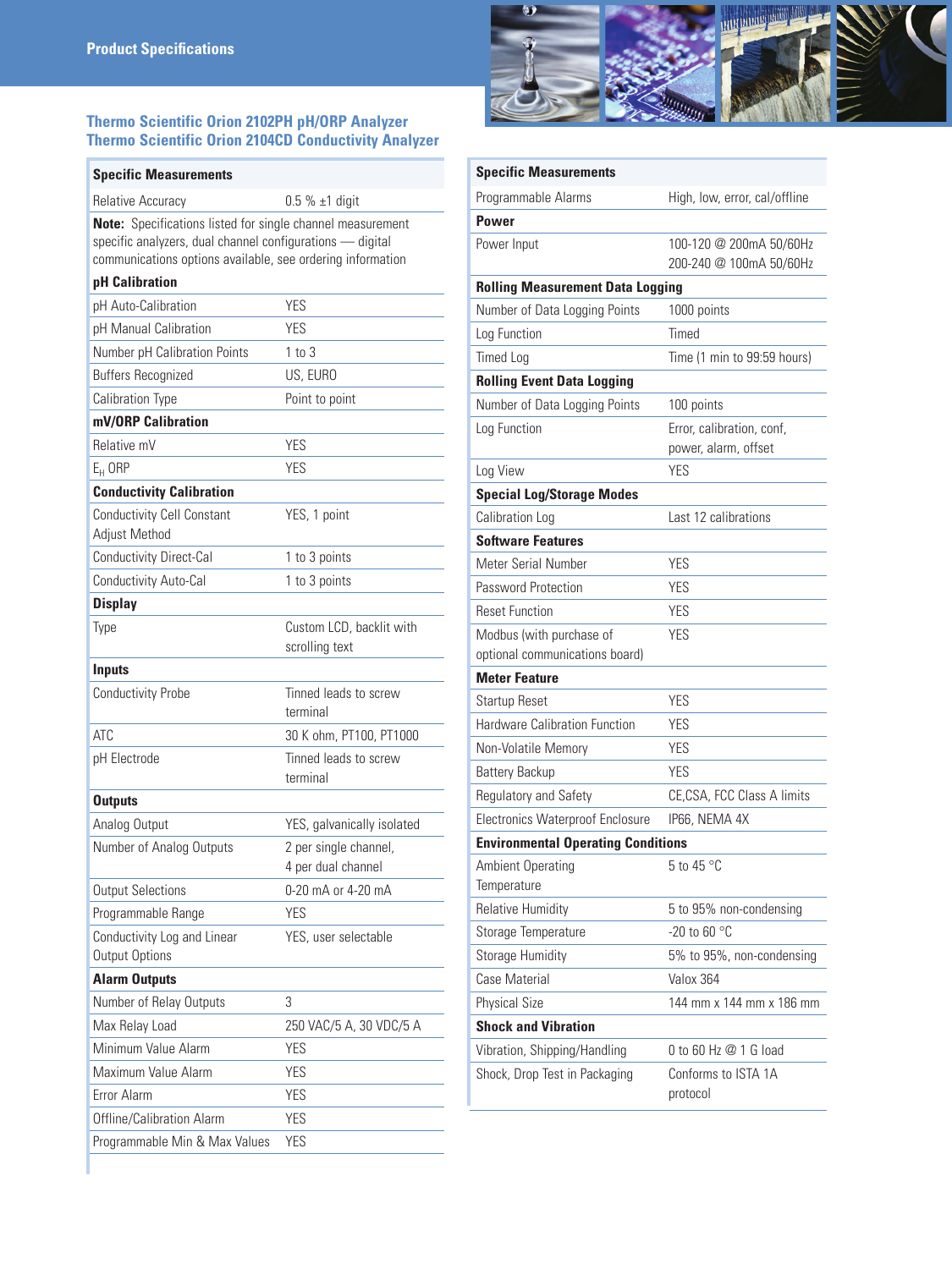## Product Specifications

### Thermo Scientific Orion 2102PH pH/ORP Analyzer
### Thermo Scientific Orion 2104CD Conductivity Analyzer

| Specific Measurements | |
|---|---|
| Relative Accuracy | 0.5 % ±1 digit |

**Note:** Specifications listed for single channel measurement specific analyzers, dual channel configurations — digital communications options available, see ordering information

| pH Calibration | |
|---|---|
| pH Auto-Calibration | YES |
| pH Manual Calibration | YES |
| Number pH Calibration Points | 1 to 3 |
| Buffers Recognized | US, EURO |
| Calibration Type | Point to point |
| **mV/ORP Calibration** | |
| Relative mV | YES |
| $E_H$ ORP | YES |
| **Conductivity Calibration** | |
| Conductivity Cell Constant Adjust Method | YES, 1 point |
| Conductivity Direct-Cal | 1 to 3 points |
| Conductivity Auto-Cal | 1 to 3 points |
| **Display** | |
| Type | Custom LCD, backlit with scrolling text |
| **Inputs** | |
| Conductivity Probe | Tinned leads to screw terminal |
| ATC | 30 K ohm, PT100, PT1000 |
| pH Electrode | Tinned leads to screw terminal |
| **Outputs** | |
| Analog Output | YES, galvanically isolated |
| Number of Analog Outputs | 2 per single channel, 4 per dual channel |
| Output Selections | 0-20 mA or 4-20 mA |
| Programmable Range | YES |
| Conductivity Log and Linear Output Options | YES, user selectable |
| **Alarm Outputs** | |
| Number of Relay Outputs | 3 |
| Max Relay Load | 250 VAC/5 A, 30 VDC/5 A |
| Minimum Value Alarm | YES |
| Maximum Value Alarm | YES |
| Error Alarm | YES |
| Offline/Calibration Alarm | YES |
| Programmable Min & Max Values | YES |

| Specific Measurements | |
|---|---|
| Programmable Alarms | High, low, error, cal/offline |
| **Power** | |
| Power Input | 100-120 @ 200mA 50/60Hz<br>200-240 @ 100mA 50/60Hz |
| **Rolling Measurement Data Logging** | |
| Number of Data Logging Points | 1000 points |
| Log Function | Timed |
| Timed Log | Time (1 min to 99:59 hours) |
| **Rolling Event Data Logging** | |
| Number of Data Logging Points | 100 points |
| Log Function | Error, calibration, conf, power, alarm, offset |
| Log View | YES |
| **Special Log/Storage Modes** | |
| Calibration Log | Last 12 calibrations |
| **Software Features** | |
| Meter Serial Number | YES |
| Password Protection | YES |
| Reset Function | YES |
| Modbus (with purchase of optional communications board) | YES |
| **Meter Feature** | |
| Startup Reset | YES |
| Hardware Calibration Function | YES |
| Non-Volatile Memory | YES |
| Battery Backup | YES |
| Regulatory and Safety | CE,CSA, FCC Class A limits |
| Electronics Waterproof Enclosure | IP66, NEMA 4X |
| **Environmental Operating Conditions** | |
| Ambient Operating Temperature | 5 to 45 °C |
| Relative Humidity | 5 to 95% non-condensing |
| Storage Temperature | -20 to 60 °C |
| Storage Humidity | 5% to 95%, non-condensing |
| Case Material | Valox 364 |
| Physical Size | 144 mm x 144 mm x 186 mm |
| **Shock and Vibration** | |
| Vibration, Shipping/Handling | 0 to 60 Hz @ 1 G load |
| Shock, Drop Test in Packaging | Conforms to ISTA 1A protocol |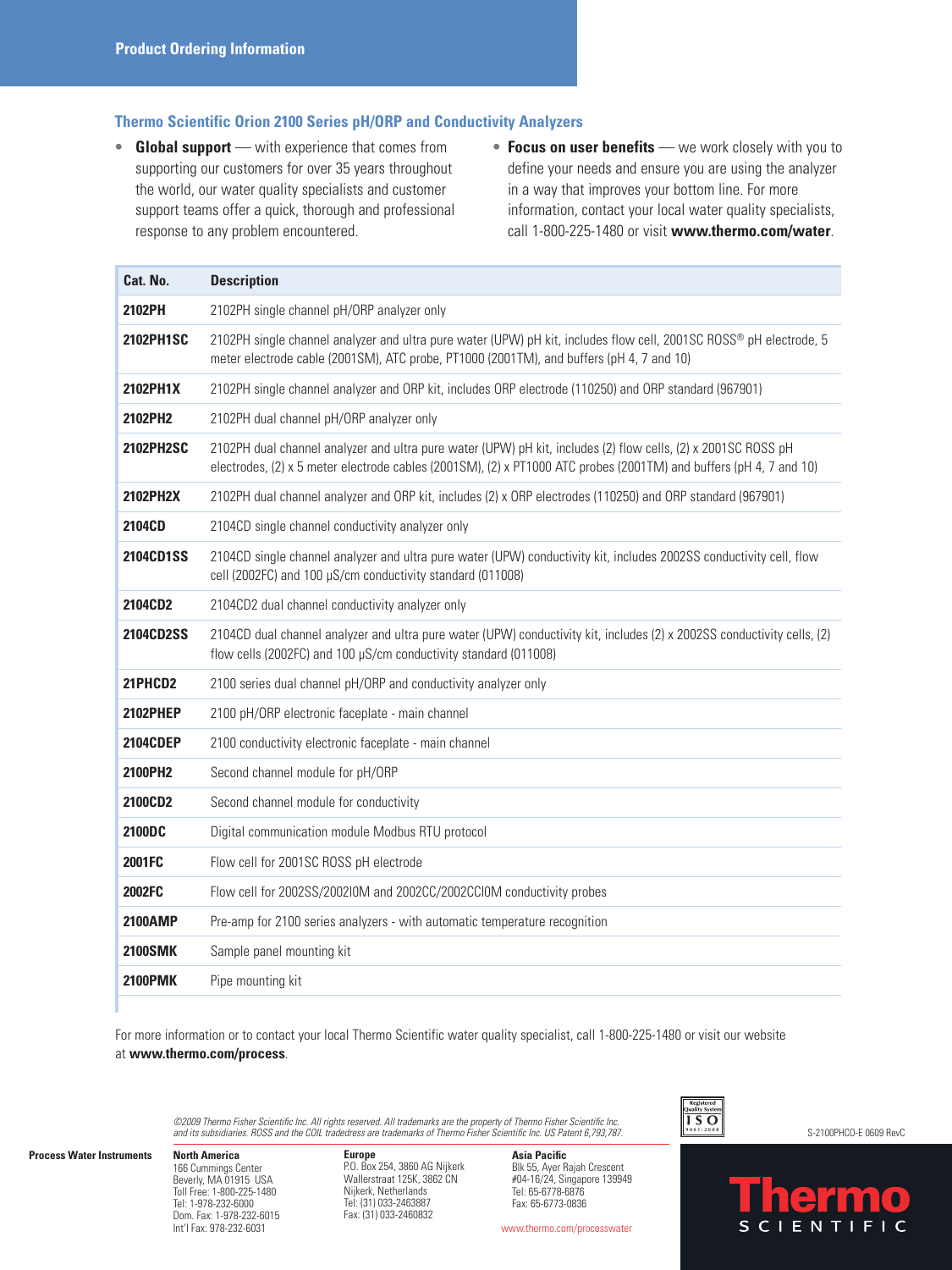## Product Ordering Information

### Thermo Scientific Orion 2100 Series pH/ORP and Conductivity Analyzers

- **Global support** — with experience that comes from supporting our customers for over 35 years throughout the world, our water quality specialists and customer support teams offer a quick, thorough and professional response to any problem encountered.
- **Focus on user benefits** — we work closely with you to define your needs and ensure you are using the analyzer in a way that improves your bottom line. For more information, contact your local water quality specialists, call 1-800-225-1480 or visit **www.thermo.com/water**.

| Cat. No. | Description |
|---|---|
| **2102PH** | 2102PH single channel pH/ORP analyzer only |
| **2102PH1SC** | 2102PH single channel analyzer and ultra pure water (UPW) pH kit, includes flow cell, 2001SC ROSS® pH electrode, 5 meter electrode cable (2001SM), ATC probe, PT1000 (2001TM), and buffers (pH 4, 7 and 10) |
| **2102PH1X** | 2102PH single channel analyzer and ORP kit, includes ORP electrode (110250) and ORP standard (967901) |
| **2102PH2** | 2102PH dual channel pH/ORP analyzer only |
| **2102PH2SC** | 2102PH dual channel analyzer and ultra pure water (UPW) pH kit, includes (2) flow cells, (2) x 2001SC ROSS pH electrodes, (2) x 5 meter electrode cables (2001SM), (2) x PT1000 ATC probes (2001TM) and buffers (pH 4, 7 and 10) |
| **2102PH2X** | 2102PH dual channel analyzer and ORP kit, includes (2) x ORP electrodes (110250) and ORP standard (967901) |
| **2104CD** | 2104CD single channel conductivity analyzer only |
| **2104CD1SS** | 2104CD single channel analyzer and ultra pure water (UPW) conductivity kit, includes 2002SS conductivity cell, flow cell (2002FC) and 100 µS/cm conductivity standard (011008) |
| **2104CD2** | 2104CD2 dual channel conductivity analyzer only |
| **2104CD2SS** | 2104CD dual channel analyzer and ultra pure water (UPW) conductivity kit, includes (2) x 2002SS conductivity cells, (2) flow cells (2002FC) and 100 µS/cm conductivity standard (011008) |
| **21PHCD2** | 2100 series dual channel pH/ORP and conductivity analyzer only |
| **2102PHEP** | 2100 pH/ORP electronic faceplate - main channel |
| **2104CDEP** | 2100 conductivity electronic faceplate - main channel |
| **2100PH2** | Second channel module for pH/ORP |
| **2100CD2** | Second channel module for conductivity |
| **2100DC** | Digital communication module Modbus RTU protocol |
| **2001FC** | Flow cell for 2001SC ROSS pH electrode |
| **2002FC** | Flow cell for 2002SS/2002I0M and 2002CC/2002CCI0M conductivity probes |
| **2100AMP** | Pre-amp for 2100 series analyzers - with automatic temperature recognition |
| **2100SMK** | Sample panel mounting kit |
| **2100PMK** | Pipe mounting kit |

For more information or to contact your local Thermo Scientific water quality specialist, call 1-800-225-1480 or visit our website at **www.thermo.com/process**.

*©2009 Thermo Fisher Scientific Inc. All rights reserved. All trademarks are the property of Thermo Fisher Scientific Inc. and its subsidiaries. ROSS and the COIL tradedress are trademarks of Thermo Fisher Scientific Inc. US Patent 6,793,787.*

Registered Quality System ISO 9001:2008

S-2100PHCO-E 0609 RevC

**Process Water Instruments**

**North America**
166 Cummings Center
Beverly, MA 01915 USA
Toll Free: 1-800-225-1480
Tel: 1-978-232-6000
Dom. Fax: 1-978-232-6015
Int'l Fax: 978-232-6031

**Europe**
P.O. Box 254, 3860 AG Nijkerk
Wallerstraat 125K, 3862 CN
Nijkerk, Netherlands
Tel: (31) 033-2463887
Fax: (31) 033-2460832

**Asia Pacific**
Blk 55, Ayer Rajah Crescent
#04-16/24, Singapore 139949
Tel: 65-6778-6876
Fax: 65-6773-0836

www.thermo.com/processwater

Thermo SCIENTIFIC